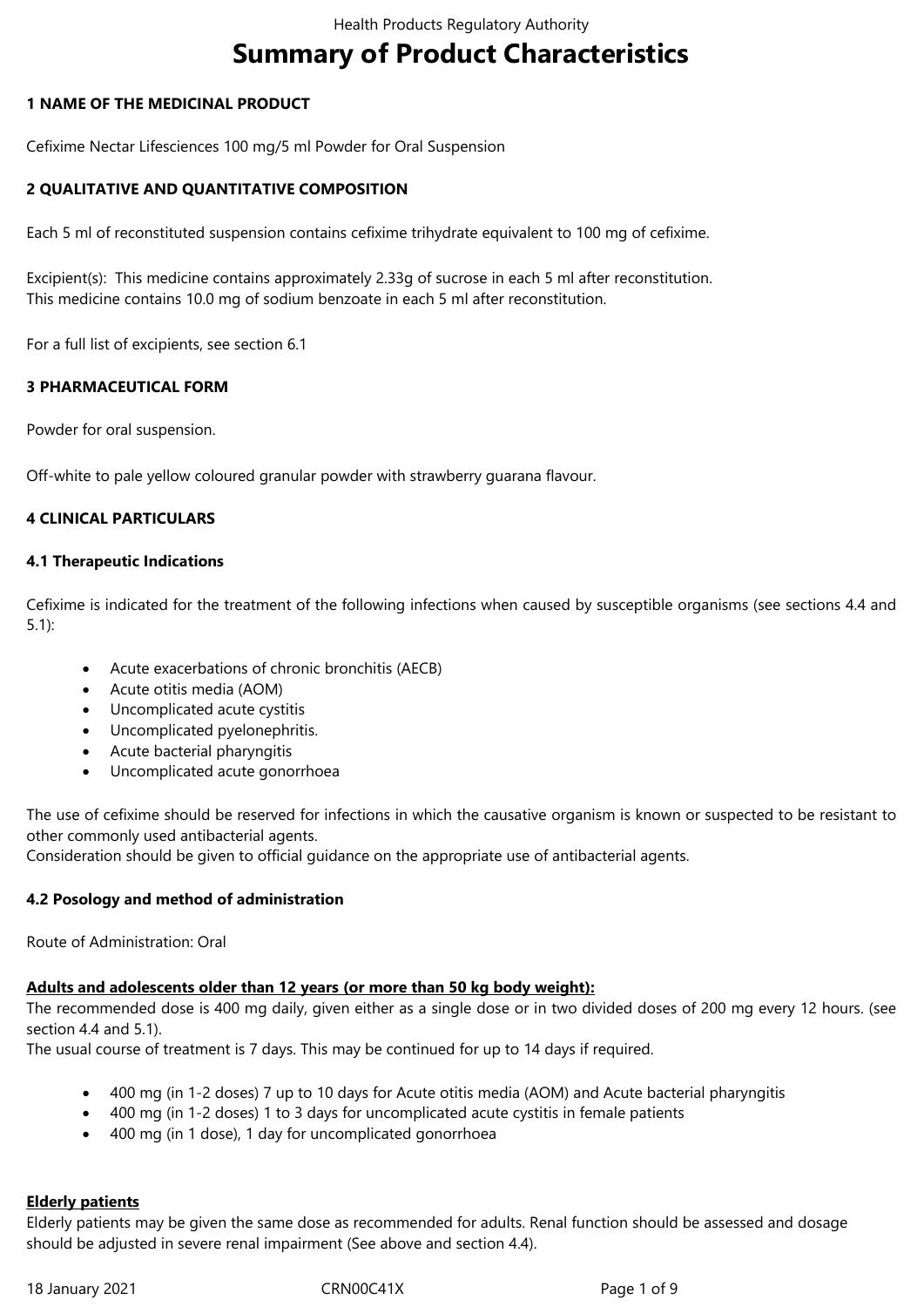# Summary of Product Characteristics

## 1 NAME OF THE MEDICINAL PRODUCT

Cefixime Nectar Lifesciences 100 mg/5 ml Powder for Oral Suspension

## 2 QUALITATIVE AND QUANTITATIVE COMPOSITION

Each 5 ml of reconstituted suspension contains cefixime trihydrate equivalent to 100 mg of cefixime.

Excipient(s): This medicine contains approximately 2.33g of sucrose in each 5 ml after reconstitution.
This medicine contains 10.0 mg of sodium benzoate in each 5 ml after reconstitution.

For a full list of excipients, see section 6.1

## 3 PHARMACEUTICAL FORM

Powder for oral suspension.

Off-white to pale yellow coloured granular powder with strawberry guarana flavour.

## 4 CLINICAL PARTICULARS

### 4.1 Therapeutic Indications

Cefixime is indicated for the treatment of the following infections when caused by susceptible organisms (see sections 4.4 and 5.1):

- Acute exacerbations of chronic bronchitis (AECB)
- Acute otitis media (AOM)
- Uncomplicated acute cystitis
- Uncomplicated pyelonephritis.
- Acute bacterial pharyngitis
- Uncomplicated acute gonorrhoea

The use of cefixime should be reserved for infections in which the causative organism is known or suspected to be resistant to other commonly used antibacterial agents.
Consideration should be given to official guidance on the appropriate use of antibacterial agents.

### 4.2 Posology and method of administration

Route of Administration: Oral

**Adults and adolescents older than 12 years (or more than 50 kg body weight):**
The recommended dose is 400 mg daily, given either as a single dose or in two divided doses of 200 mg every 12 hours. (see section 4.4 and 5.1).
The usual course of treatment is 7 days. This may be continued for up to 14 days if required.

- 400 mg (in 1-2 doses) 7 up to 10 days for Acute otitis media (AOM) and Acute bacterial pharyngitis
- 400 mg (in 1-2 doses) 1 to 3 days for uncomplicated acute cystitis in female patients
- 400 mg (in 1 dose), 1 day for uncomplicated gonorrhoea

**Elderly patients**
Elderly patients may be given the same dose as recommended for adults. Renal function should be assessed and dosage should be adjusted in severe renal impairment (See above and section 4.4).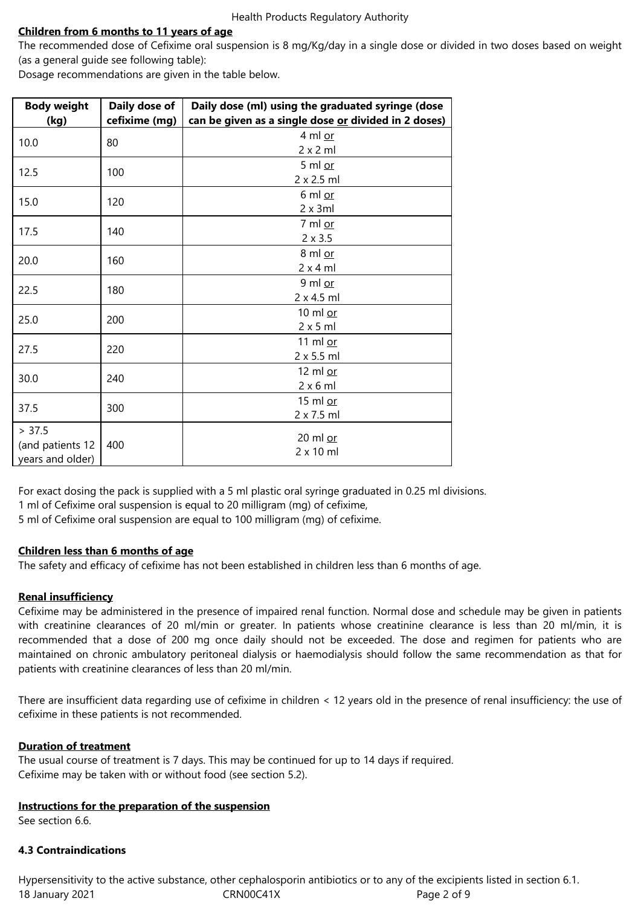**Children from 6 months to 11 years of age**

The recommended dose of Cefixime oral suspension is 8 mg/Kg/day in a single dose or divided in two doses based on weight (as a general guide see following table):

Dosage recommendations are given in the table below.

| Body weight (kg) | Daily dose of cefixime (mg) | Daily dose (ml) using the graduated syringe (dose can be given as a single dose or divided in 2 doses) |
|---|---|---|
| 10.0 | 80 | 4 ml or 2 x 2 ml |
| 12.5 | 100 | 5 ml or 2 x 2.5 ml |
| 15.0 | 120 | 6 ml or 2 x 3ml |
| 17.5 | 140 | 7 ml or 2 x 3.5 |
| 20.0 | 160 | 8 ml or 2 x 4 ml |
| 22.5 | 180 | 9 ml or 2 x 4.5 ml |
| 25.0 | 200 | 10 ml or 2 x 5 ml |
| 27.5 | 220 | 11 ml or 2 x 5.5 ml |
| 30.0 | 240 | 12 ml or 2 x 6 ml |
| 37.5 | 300 | 15 ml or 2 x 7.5 ml |
| > 37.5 (and patients 12 years and older) | 400 | 20 ml or 2 x 10 ml |

For exact dosing the pack is supplied with a 5 ml plastic oral syringe graduated in 0.25 ml divisions.
1 ml of Cefixime oral suspension is equal to 20 milligram (mg) of cefixime,
5 ml of Cefixime oral suspension are equal to 100 milligram (mg) of cefixime.

**Children less than 6 months of age**

The safety and efficacy of cefixime has not been established in children less than 6 months of age.

**Renal insufficiency**

Cefixime may be administered in the presence of impaired renal function. Normal dose and schedule may be given in patients with creatinine clearances of 20 ml/min or greater. In patients whose creatinine clearance is less than 20 ml/min, it is recommended that a dose of 200 mg once daily should not be exceeded. The dose and regimen for patients who are maintained on chronic ambulatory peritoneal dialysis or haemodialysis should follow the same recommendation as that for patients with creatinine clearances of less than 20 ml/min.

There are insufficient data regarding use of cefixime in children < 12 years old in the presence of renal insufficiency: the use of cefixime in these patients is not recommended.

**Duration of treatment**

The usual course of treatment is 7 days. This may be continued for up to 14 days if required.
Cefixime may be taken with or without food (see section 5.2).

**Instructions for the preparation of the suspension**

See section 6.6.

**4.3 Contraindications**

Hypersensitivity to the active substance, other cephalosporin antibiotics or to any of the excipients listed in section 6.1.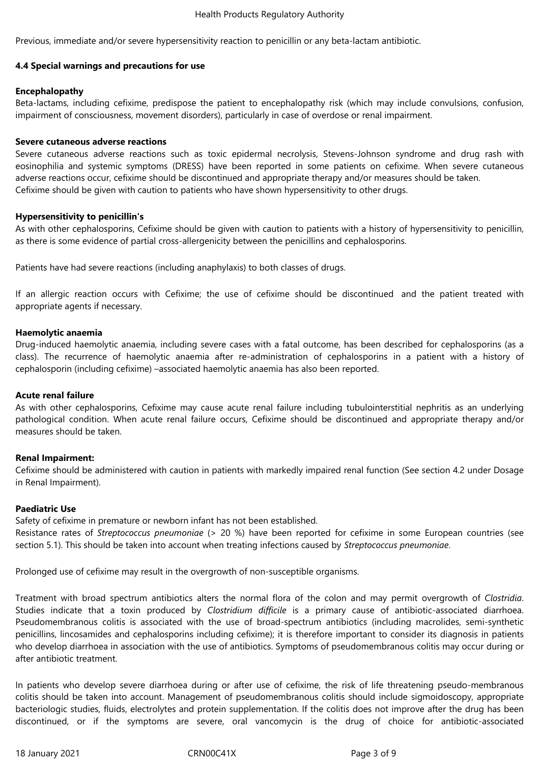Previous, immediate and/or severe hypersensitivity reaction to penicillin or any beta-lactam antibiotic.

**4.4 Special warnings and precautions for use**

**Encephalopathy**

Beta-lactams, including cefixime, predispose the patient to encephalopathy risk (which may include convulsions, confusion, impairment of consciousness, movement disorders), particularly in case of overdose or renal impairment.

**Severe cutaneous adverse reactions**

Severe cutaneous adverse reactions such as toxic epidermal necrolysis, Stevens-Johnson syndrome and drug rash with eosinophilia and systemic symptoms (DRESS) have been reported in some patients on cefixime. When severe cutaneous adverse reactions occur, cefixime should be discontinued and appropriate therapy and/or measures should be taken.
Cefixime should be given with caution to patients who have shown hypersensitivity to other drugs.

**Hypersensitivity to penicillin's**

As with other cephalosporins, Cefixime should be given with caution to patients with a history of hypersensitivity to penicillin, as there is some evidence of partial cross-allergenicity between the penicillins and cephalosporins.

Patients have had severe reactions (including anaphylaxis) to both classes of drugs.

If an allergic reaction occurs with Cefixime; the use of cefixime should be discontinued and the patient treated with appropriate agents if necessary.

**Haemolytic anaemia**

Drug-induced haemolytic anaemia, including severe cases with a fatal outcome, has been described for cephalosporins (as a class). The recurrence of haemolytic anaemia after re-administration of cephalosporins in a patient with a history of cephalosporin (including cefixime) –associated haemolytic anaemia has also been reported.

**Acute renal failure**

As with other cephalosporins, Cefixime may cause acute renal failure including tubulointerstitial nephritis as an underlying pathological condition. When acute renal failure occurs, Cefixime should be discontinued and appropriate therapy and/or measures should be taken.

**Renal Impairment:**

Cefixime should be administered with caution in patients with markedly impaired renal function (See section 4.2 under Dosage in Renal Impairment).

**Paediatric Use**

Safety of cefixime in premature or newborn infant has not been established.
Resistance rates of *Streptococcus pneumoniae* (> 20 %) have been reported for cefixime in some European countries (see section 5.1). This should be taken into account when treating infections caused by *Streptococcus pneumoniae*.

Prolonged use of cefixime may result in the overgrowth of non-susceptible organisms.

Treatment with broad spectrum antibiotics alters the normal flora of the colon and may permit overgrowth of *Clostridia*. Studies indicate that a toxin produced by *Clostridium difficile* is a primary cause of antibiotic-associated diarrhoea. Pseudomembranous colitis is associated with the use of broad-spectrum antibiotics (including macrolides, semi-synthetic penicillins, lincosamides and cephalosporins including cefixime); it is therefore important to consider its diagnosis in patients who develop diarrhoea in association with the use of antibiotics. Symptoms of pseudomembranous colitis may occur during or after antibiotic treatment.

In patients who develop severe diarrhoea during or after use of cefixime, the risk of life threatening pseudo-membranous colitis should be taken into account. Management of pseudomembranous colitis should include sigmoidoscopy, appropriate bacteriologic studies, fluids, electrolytes and protein supplementation. If the colitis does not improve after the drug has been discontinued, or if the symptoms are severe, oral vancomycin is the drug of choice for antibiotic-associated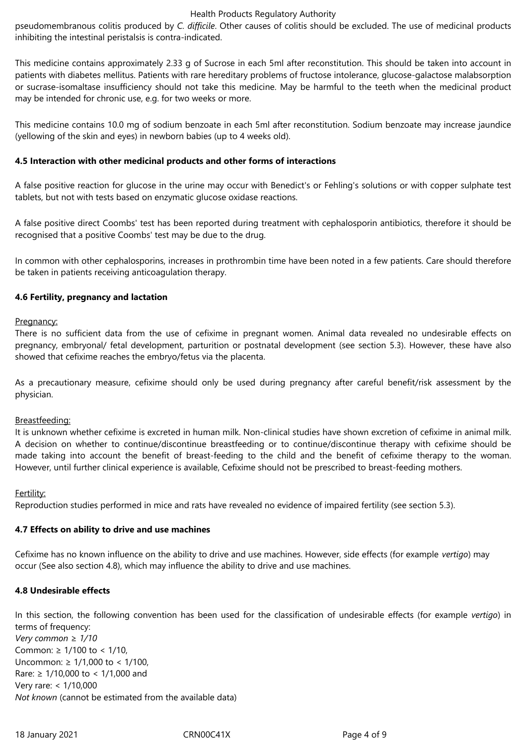pseudomembranous colitis produced by *C. difficile*. Other causes of colitis should be excluded. The use of medicinal products inhibiting the intestinal peristalsis is contra-indicated.

This medicine contains approximately 2.33 g of Sucrose in each 5ml after reconstitution. This should be taken into account in patients with diabetes mellitus. Patients with rare hereditary problems of fructose intolerance, glucose-galactose malabsorption or sucrase-isomaltase insufficiency should not take this medicine. May be harmful to the teeth when the medicinal product may be intended for chronic use, e.g. for two weeks or more.

This medicine contains 10.0 mg of sodium benzoate in each 5ml after reconstitution. Sodium benzoate may increase jaundice (yellowing of the skin and eyes) in newborn babies (up to 4 weeks old).

**4.5 Interaction with other medicinal products and other forms of interactions**

A false positive reaction for glucose in the urine may occur with Benedict's or Fehling's solutions or with copper sulphate test tablets, but not with tests based on enzymatic glucose oxidase reactions.

A false positive direct Coombs' test has been reported during treatment with cephalosporin antibiotics, therefore it should be recognised that a positive Coombs' test may be due to the drug.

In common with other cephalosporins, increases in prothrombin time have been noted in a few patients. Care should therefore be taken in patients receiving anticoagulation therapy.

**4.6 Fertility, pregnancy and lactation**

Pregnancy:
There is no sufficient data from the use of cefixime in pregnant women. Animal data revealed no undesirable effects on pregnancy, embryonal/ fetal development, parturition or postnatal development (see section 5.3). However, these have also showed that cefixime reaches the embryo/fetus via the placenta.

As a precautionary measure, cefixime should only be used during pregnancy after careful benefit/risk assessment by the physician.

Breastfeeding:
It is unknown whether cefixime is excreted in human milk. Non-clinical studies have shown excretion of cefixime in animal milk. A decision on whether to continue/discontinue breastfeeding or to continue/discontinue therapy with cefixime should be made taking into account the benefit of breast-feeding to the child and the benefit of cefixime therapy to the woman. However, until further clinical experience is available, Cefixime should not be prescribed to breast-feeding mothers.

Fertility:
Reproduction studies performed in mice and rats have revealed no evidence of impaired fertility (see section 5.3).

**4.7 Effects on ability to drive and use machines**

Cefixime has no known influence on the ability to drive and use machines. However, side effects (for example *vertigo*) may occur (See also section 4.8), which may influence the ability to drive and use machines.

**4.8 Undesirable effects**

In this section, the following convention has been used for the classification of undesirable effects (for example *vertigo*) in terms of frequency:
*Very common ≥ 1/10*
Common: ≥ 1/100 to < 1/10,
Uncommon: ≥ 1/1,000 to < 1/100,
Rare: ≥ 1/10,000 to < 1/1,000 and
Very rare: < 1/10,000
*Not known* (cannot be estimated from the available data)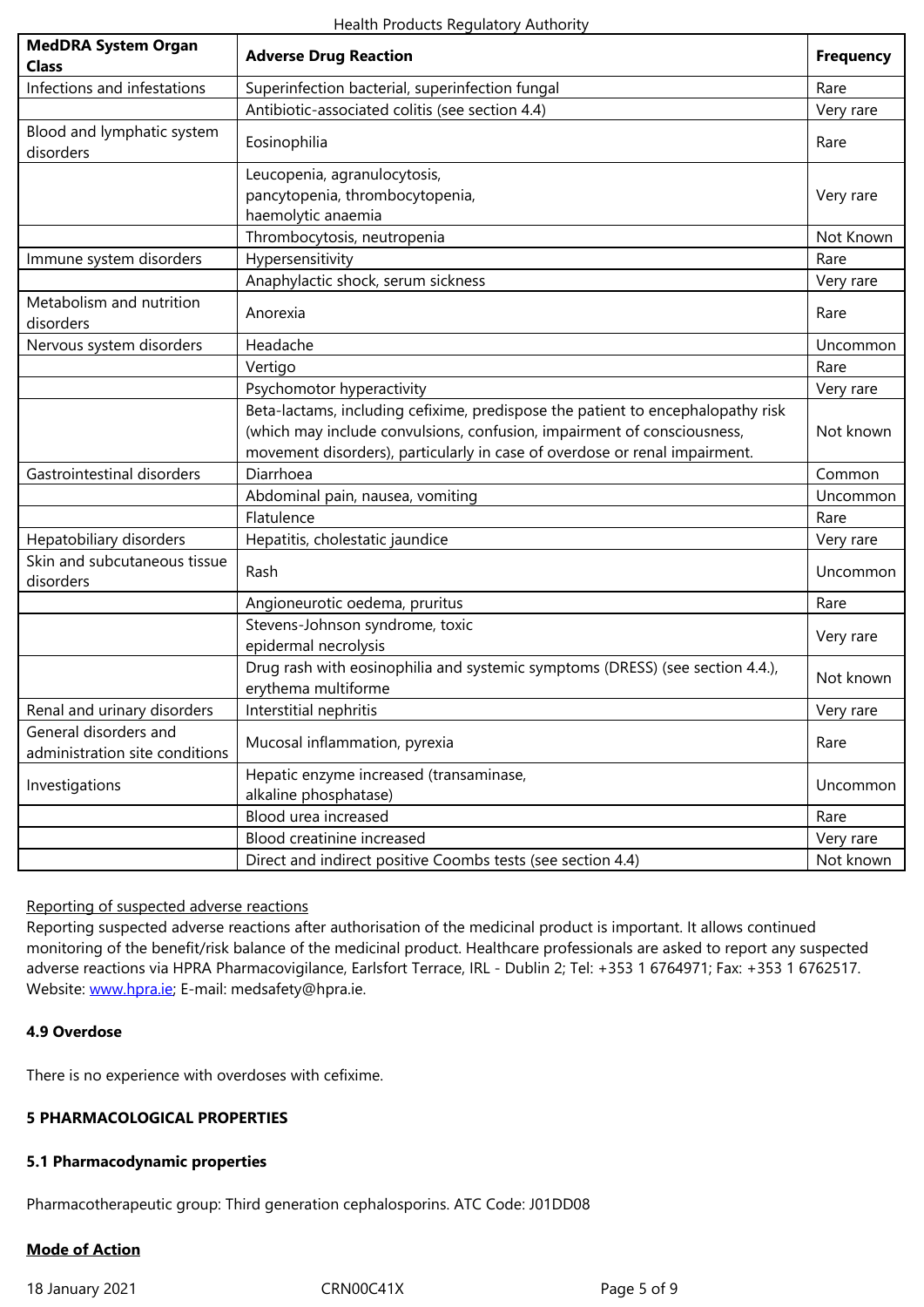| MedDRA System Organ Class | Adverse Drug Reaction | Frequency |
|---|---|---|
| Infections and infestations | Superinfection bacterial, superinfection fungal | Rare |
| | Antibiotic-associated colitis (see section 4.4) | Very rare |
| Blood and lymphatic system disorders | Eosinophilia | Rare |
| | Leucopenia, agranulocytosis, pancytopenia, thrombocytopenia, haemolytic anaemia | Very rare |
| | Thrombocytosis, neutropenia | Not Known |
| Immune system disorders | Hypersensitivity | Rare |
| | Anaphylactic shock, serum sickness | Very rare |
| Metabolism and nutrition disorders | Anorexia | Rare |
| Nervous system disorders | Headache | Uncommon |
| | Vertigo | Rare |
| | Psychomotor hyperactivity | Very rare |
| | Beta-lactams, including cefixime, predispose the patient to encephalopathy risk (which may include convulsions, confusion, impairment of consciousness, movement disorders), particularly in case of overdose or renal impairment. | Not known |
| Gastrointestinal disorders | Diarrhoea | Common |
| | Abdominal pain, nausea, vomiting | Uncommon |
| | Flatulence | Rare |
| Hepatobiliary disorders | Hepatitis, cholestatic jaundice | Very rare |
| Skin and subcutaneous tissue disorders | Rash | Uncommon |
| | Angioneurotic oedema, pruritus | Rare |
| | Stevens-Johnson syndrome, toxic epidermal necrolysis | Very rare |
| | Drug rash with eosinophilia and systemic symptoms (DRESS) (see section 4.4.), erythema multiforme | Not known |
| Renal and urinary disorders | Interstitial nephritis | Very rare |
| General disorders and administration site conditions | Mucosal inflammation, pyrexia | Rare |
| Investigations | Hepatic enzyme increased (transaminase, alkaline phosphatase) | Uncommon |
| | Blood urea increased | Rare |
| | Blood creatinine increased | Very rare |
| | Direct and indirect positive Coombs tests (see section 4.4) | Not known |

Reporting of suspected adverse reactions

Reporting suspected adverse reactions after authorisation of the medicinal product is important. It allows continued monitoring of the benefit/risk balance of the medicinal product. Healthcare professionals are asked to report any suspected adverse reactions via HPRA Pharmacovigilance, Earlsfort Terrace, IRL - Dublin 2; Tel: +353 1 6764971; Fax: +353 1 6762517. Website: www.hpra.ie; E-mail: medsafety@hpra.ie.

### 4.9 Overdose

There is no experience with overdoses with cefixime.

## 5 PHARMACOLOGICAL PROPERTIES

### 5.1 Pharmacodynamic properties

Pharmacotherapeutic group: Third generation cephalosporins. ATC Code: J01DD08

**Mode of Action**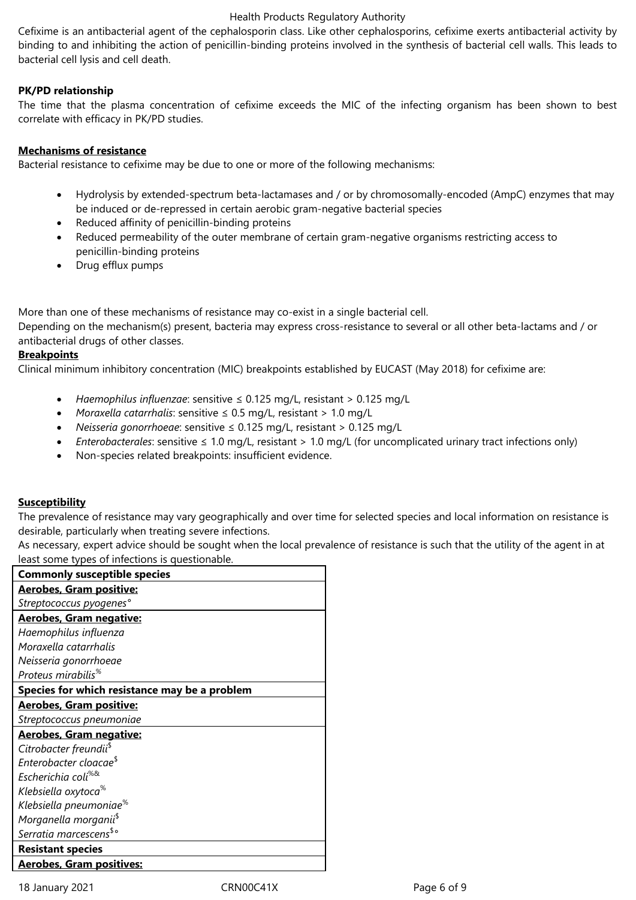Cefixime is an antibacterial agent of the cephalosporin class. Like other cephalosporins, cefixime exerts antibacterial activity by binding to and inhibiting the action of penicillin-binding proteins involved in the synthesis of bacterial cell walls. This leads to bacterial cell lysis and cell death.

**PK/PD relationship**

The time that the plasma concentration of cefixime exceeds the MIC of the infecting organism has been shown to best correlate with efficacy in PK/PD studies.

**Mechanisms of resistance**

Bacterial resistance to cefixime may be due to one or more of the following mechanisms:

- Hydrolysis by extended-spectrum beta-lactamases and / or by chromosomally-encoded (AmpC) enzymes that may be induced or de-repressed in certain aerobic gram-negative bacterial species
- Reduced affinity of penicillin-binding proteins
- Reduced permeability of the outer membrane of certain gram-negative organisms restricting access to penicillin-binding proteins
- Drug efflux pumps

More than one of these mechanisms of resistance may co-exist in a single bacterial cell.
Depending on the mechanism(s) present, bacteria may express cross-resistance to several or all other beta-lactams and / or antibacterial drugs of other classes.

**Breakpoints**

Clinical minimum inhibitory concentration (MIC) breakpoints established by EUCAST (May 2018) for cefixime are:

- *Haemophilus influenzae*: sensitive ≤ 0.125 mg/L, resistant > 0.125 mg/L
- *Moraxella catarrhalis*: sensitive ≤ 0.5 mg/L, resistant > 1.0 mg/L
- *Neisseria gonorrhoeae*: sensitive ≤ 0.125 mg/L, resistant > 0.125 mg/L
- *Enterobacterales*: sensitive ≤ 1.0 mg/L, resistant > 1.0 mg/L (for uncomplicated urinary tract infections only)
- Non-species related breakpoints: insufficient evidence.

**Susceptibility**

The prevalence of resistance may vary geographically and over time for selected species and local information on resistance is desirable, particularly when treating severe infections.
As necessary, expert advice should be sought when the local prevalence of resistance is such that the utility of the agent in at least some types of infections is questionable.

| **Commonly susceptible species** |
|---|
| **Aerobes, Gram positive:** |
| *Streptococcus pyogenes*° |
| **Aerobes, Gram negative:** |
| *Haemophilus influenza* |
| *Moraxella catarrhalis* |
| *Neisseria gonorrhoeae* |
| *Proteus mirabilis*[%] |
| **Species for which resistance may be a problem** |
| **Aerobes, Gram positive:** |
| *Streptococcus pneumoniae* |
| **Aerobes, Gram negative:** |
| *Citrobacter freundii*[$] |
| *Enterobacter cloacae*[$] |
| *Escherichia coli*[%&] |
| *Klebsiella oxytoca*[%] |
| *Klebsiella pneumoniae*[%] |
| *Morganella morganii*[$] |
| *Serratia marcescens*[$°] |
| **Resistant species** |
| **Aerobes, Gram positives:** |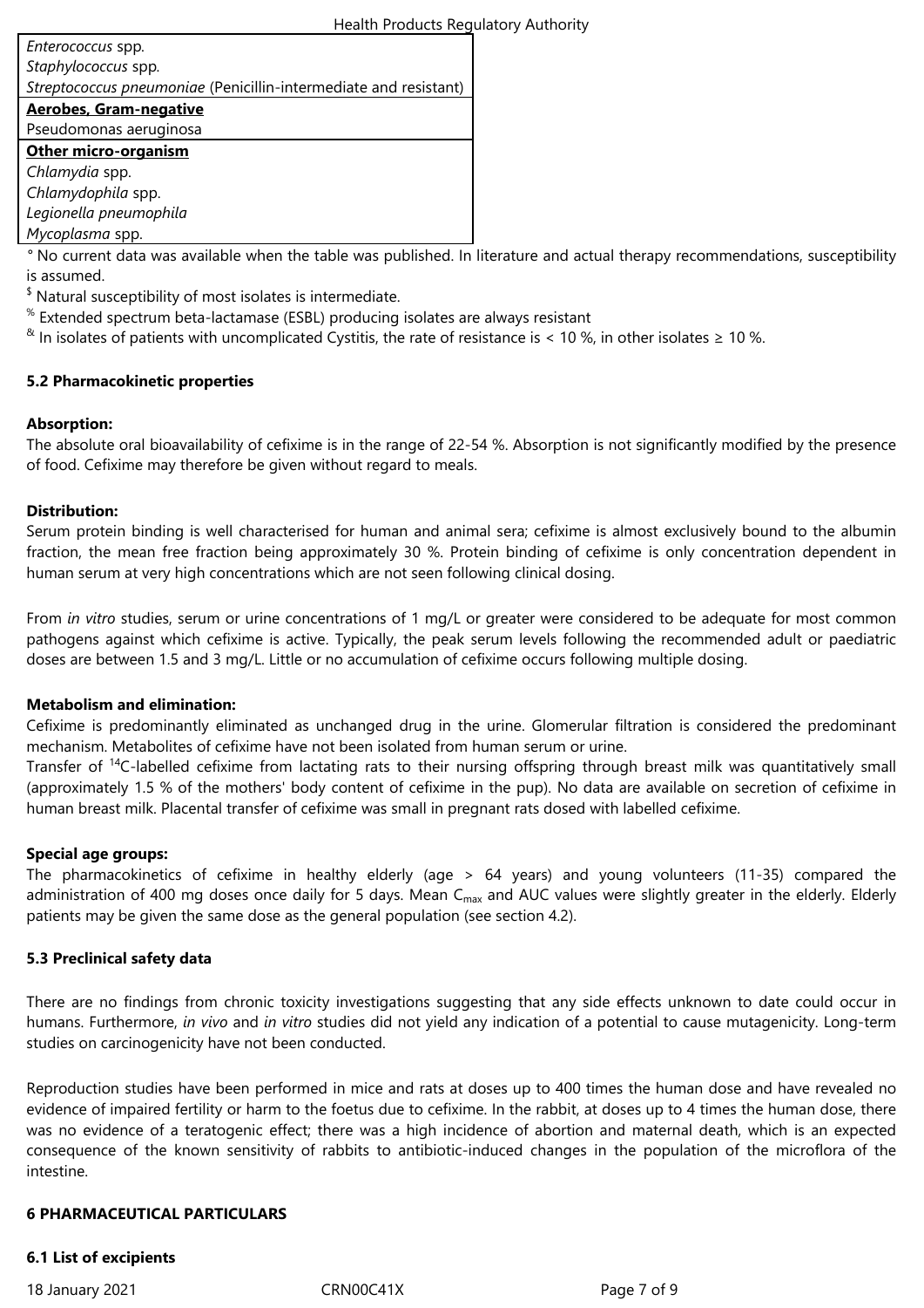| |
|---|
| *Enterococcus* spp. |
| *Staphylococcus* spp. |
| *Streptococcus pneumoniae* (Penicillin-intermediate and resistant) |
| **Aerobes, Gram-negative** |
| Pseudomonas aeruginosa |
| **Other micro-organism** |
| *Chlamydia* spp. |
| *Chlamydophila* spp. |
| *Legionella pneumophila* |
| *Mycoplasma* spp. |

° No current data was available when the table was published. In literature and actual therapy recommendations, susceptibility is assumed.

$ Natural susceptibility of most isolates is intermediate.

% Extended spectrum beta-lactamase (ESBL) producing isolates are always resistant

& In isolates of patients with uncomplicated Cystitis, the rate of resistance is < 10 %, in other isolates ≥ 10 %.

**5.2 Pharmacokinetic properties**

**Absorption:**

The absolute oral bioavailability of cefixime is in the range of 22-54 %. Absorption is not significantly modified by the presence of food. Cefixime may therefore be given without regard to meals.

**Distribution:**

Serum protein binding is well characterised for human and animal sera; cefixime is almost exclusively bound to the albumin fraction, the mean free fraction being approximately 30 %. Protein binding of cefixime is only concentration dependent in human serum at very high concentrations which are not seen following clinical dosing.

From *in vitro* studies, serum or urine concentrations of 1 mg/L or greater were considered to be adequate for most common pathogens against which cefixime is active. Typically, the peak serum levels following the recommended adult or paediatric doses are between 1.5 and 3 mg/L. Little or no accumulation of cefixime occurs following multiple dosing.

**Metabolism and elimination:**

Cefixime is predominantly eliminated as unchanged drug in the urine. Glomerular filtration is considered the predominant mechanism. Metabolites of cefixime have not been isolated from human serum or urine.

Transfer of $^{14}C$-labelled cefixime from lactating rats to their nursing offspring through breast milk was quantitatively small (approximately 1.5 % of the mothers' body content of cefixime in the pup). No data are available on secretion of cefixime in human breast milk. Placental transfer of cefixime was small in pregnant rats dosed with labelled cefixime.

**Special age groups:**

The pharmacokinetics of cefixime in healthy elderly (age > 64 years) and young volunteers (11-35) compared the administration of 400 mg doses once daily for 5 days. Mean $C_{max}$ and AUC values were slightly greater in the elderly. Elderly patients may be given the same dose as the general population (see section 4.2).

**5.3 Preclinical safety data**

There are no findings from chronic toxicity investigations suggesting that any side effects unknown to date could occur in humans. Furthermore, *in vivo* and *in vitro* studies did not yield any indication of a potential to cause mutagenicity. Long-term studies on carcinogenicity have not been conducted.

Reproduction studies have been performed in mice and rats at doses up to 400 times the human dose and have revealed no evidence of impaired fertility or harm to the foetus due to cefixime. In the rabbit, at doses up to 4 times the human dose, there was no evidence of a teratogenic effect; there was a high incidence of abortion and maternal death, which is an expected consequence of the known sensitivity of rabbits to antibiotic-induced changes in the population of the microflora of the intestine.

**6 PHARMACEUTICAL PARTICULARS**

**6.1 List of excipients**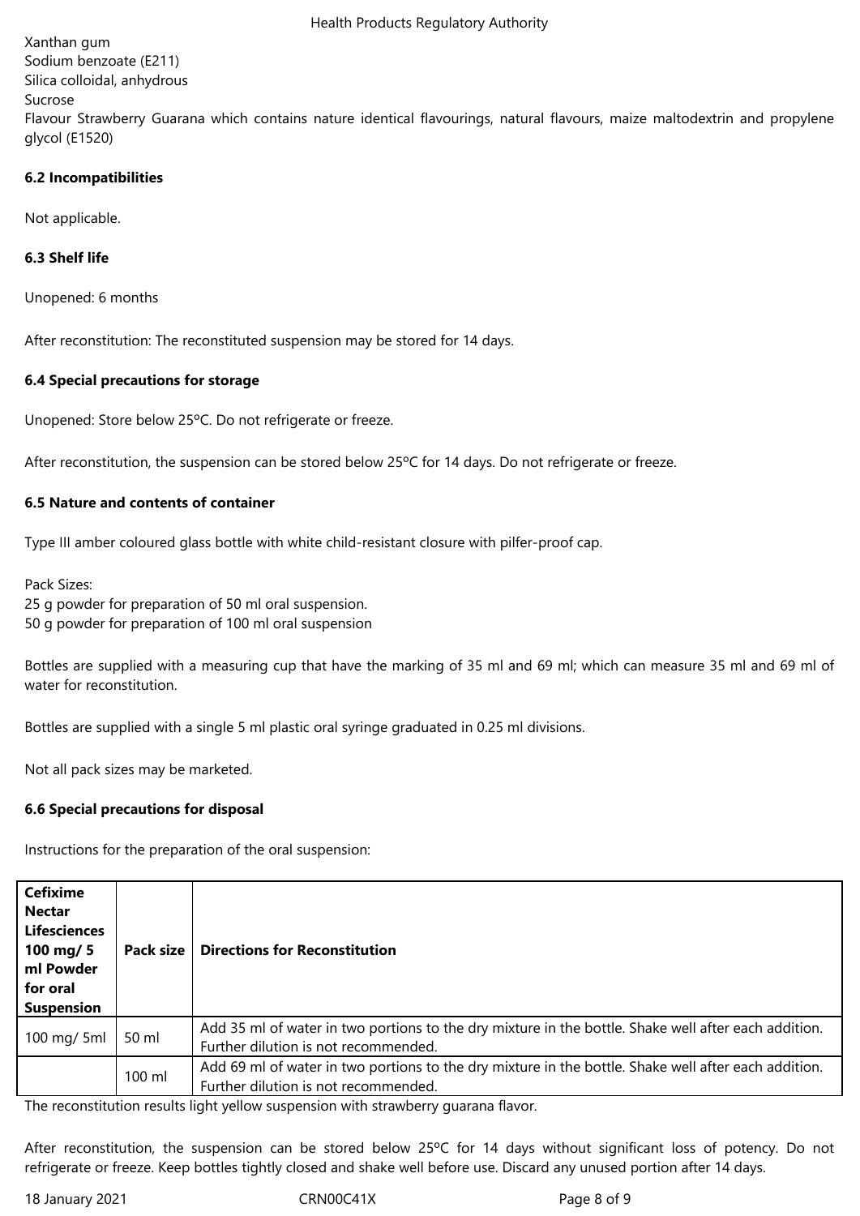Xanthan gum
Sodium benzoate (E211)
Silica colloidal, anhydrous
Sucrose
Flavour Strawberry Guarana which contains nature identical flavourings, natural flavours, maize maltodextrin and propylene glycol (E1520)

### 6.2 Incompatibilities

Not applicable.

### 6.3 Shelf life

Unopened: 6 months

After reconstitution: The reconstituted suspension may be stored for 14 days.

### 6.4 Special precautions for storage

Unopened: Store below 25ºC. Do not refrigerate or freeze.

After reconstitution, the suspension can be stored below 25ºC for 14 days. Do not refrigerate or freeze.

### 6.5 Nature and contents of container

Type III amber coloured glass bottle with white child-resistant closure with pilfer-proof cap.

Pack Sizes:
25 g powder for preparation of 50 ml oral suspension.
50 g powder for preparation of 100 ml oral suspension

Bottles are supplied with a measuring cup that have the marking of 35 ml and 69 ml; which can measure 35 ml and 69 ml of water for reconstitution.

Bottles are supplied with a single 5 ml plastic oral syringe graduated in 0.25 ml divisions.

Not all pack sizes may be marketed.

### 6.6 Special precautions for disposal

Instructions for the preparation of the oral suspension:

| Cefixime Nectar Lifesciences 100 mg/ 5 ml Powder for oral Suspension | Pack size | Directions for Reconstitution |
|---|---|---|
| 100 mg/ 5ml | 50 ml | Add 35 ml of water in two portions to the dry mixture in the bottle. Shake well after each addition. Further dilution is not recommended. |
| | 100 ml | Add 69 ml of water in two portions to the dry mixture in the bottle. Shake well after each addition. Further dilution is not recommended. |

The reconstitution results light yellow suspension with strawberry guarana flavor.

After reconstitution, the suspension can be stored below 25ºC for 14 days without significant loss of potency. Do not refrigerate or freeze. Keep bottles tightly closed and shake well before use. Discard any unused portion after 14 days.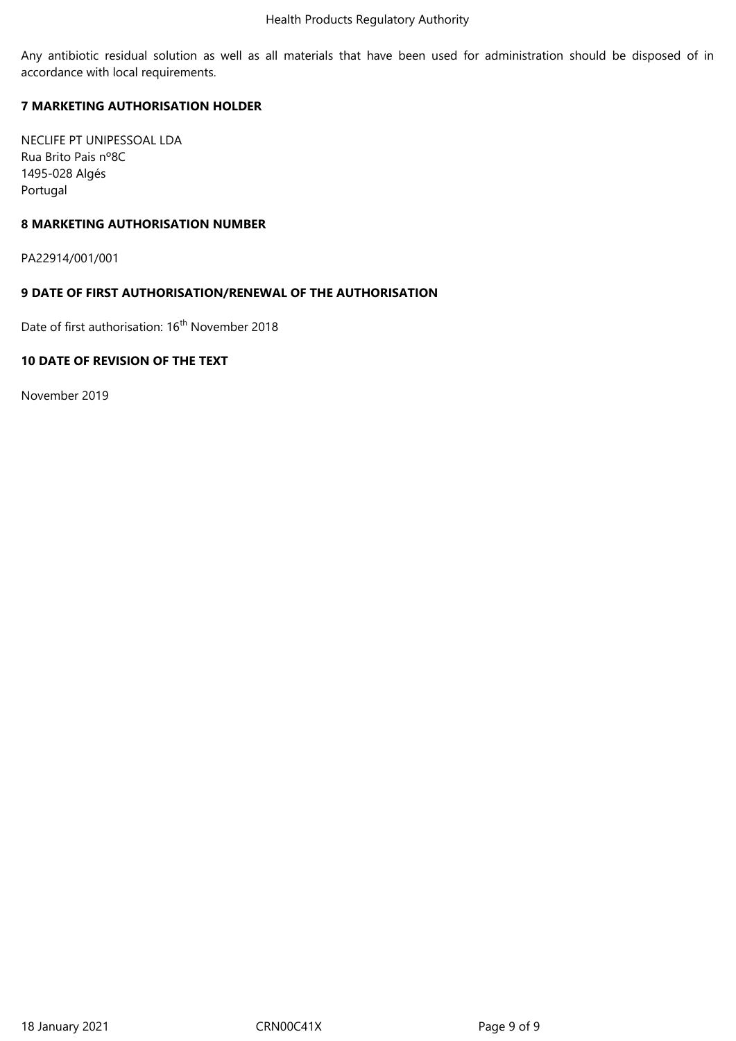Any antibiotic residual solution as well as all materials that have been used for administration should be disposed of in accordance with local requirements.

## 7 MARKETING AUTHORISATION HOLDER

NECLIFE PT UNIPESSOAL LDA
Rua Brito Pais nº8C
1495-028 Algés
Portugal

## 8 MARKETING AUTHORISATION NUMBER

PA22914/001/001

## 9 DATE OF FIRST AUTHORISATION/RENEWAL OF THE AUTHORISATION

Date of first authorisation: 16th November 2018

## 10 DATE OF REVISION OF THE TEXT

November 2019